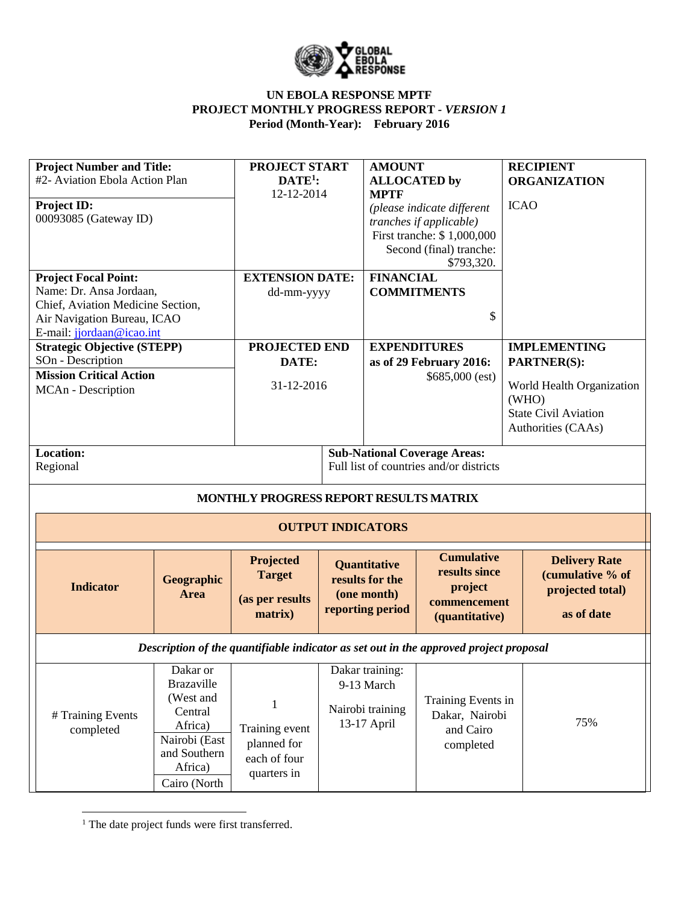**UN EBOLA RESPONSE MPTF**
**PROJECT MONTHLY PROGRESS REPORT -** ***VERSION 1***
**Period (Month-Year): February 2016**

| **Project Number and Title:** #2- Aviation Ebola Action Plan **Project ID:** 00093085 (Gateway ID) | **PROJECT START DATE[1]:** 12-12-2014 | **AMOUNT ALLOCATED by MPTF** *(please indicate different tranches if applicable)* First tranche: $ 1,000,000 Second (final) tranche: $793,320. | **RECIPIENT ORGANIZATION** ICAO |
|---|---|---|---|
| **Project Focal Point:** Name: Dr. Ansa Jordaan, Chief, Aviation Medicine Section, Air Navigation Bureau, ICAO E-mail: jjordaan@icao.int | **EXTENSION DATE:** dd-mm-yyyy | **FINANCIAL COMMITMENTS** $ | |
| **Strategic Objective (STEPP)** SOn - Description **Mission Critical Action** MCAn - Description | **PROJECTED END DATE:** 31-12-2016 | **EXPENDITURES as of 29 February 2016:** $685,000 (est) | **IMPLEMENTING PARTNER(S):** World Health Organization (WHO) State Civil Aviation Authorities (CAAs) |
| **Location:** Regional | **Sub-National Coverage Areas:** Full list of countries and/or districts | | |

**MONTHLY PROGRESS REPORT RESULTS MATRIX**

| **OUTPUT INDICATORS** | | | | | |
|---|---|---|---|---|---|
| **Indicator** | **Geographic Area** | **Projected Target (as per results matrix)** | **Quantitative results for the (one month) reporting period** | **Cumulative results since project commencement (quantitative)** | **Delivery Rate (cumulative % of projected total) as of date** |
| ***Description of the quantifiable indicator as set out in the approved project proposal*** | | | | | |
| # Training Events completed | Dakar or Brazaville (West and Central Africa) Nairobi (East and Southern Africa) Cairo (North | 1 Training event planned for each of four quarters in | Dakar training: 9-13 March Nairobi training 13-17 April | Training Events in Dakar, Nairobi and Cairo completed | 75% |

[1] The date project funds were first transferred.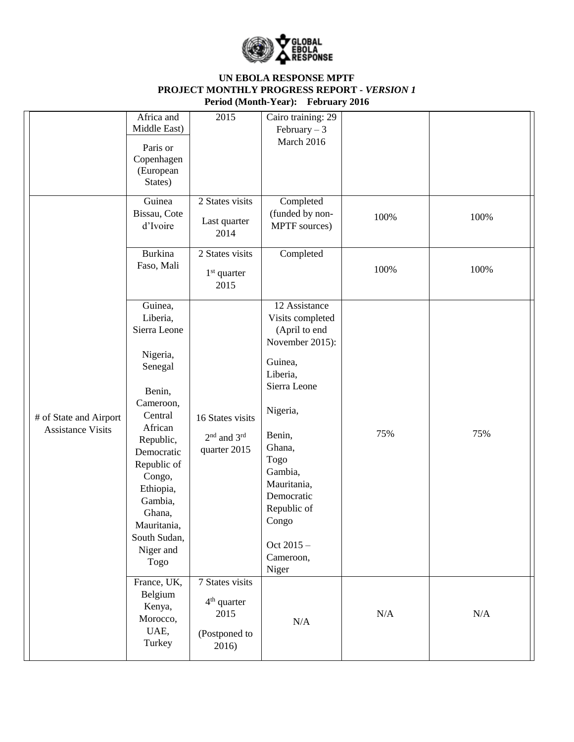**UN EBOLA RESPONSE MPTF**
**PROJECT MONTHLY PROGRESS REPORT - *VERSION 1***
**Period (Month-Year): February 2016**

| | | | | | |
|---|---|---|---|---|---|
| | Africa and Middle East)<br><br>Paris or Copenhagen (European States) | 2015 | Cairo training: 29 February – 3 March 2016 | | |
| # of State and Airport Assistance Visits | Guinea Bissau, Cote d'Ivoire | 2 States visits<br><br>Last quarter 2014 | Completed (funded by non-MPTF sources) | 100% | 100% |
| | Burkina Faso, Mali | 2 States visits<br><br>1st quarter 2015 | Completed | 100% | 100% |
| | Guinea, Liberia, Sierra Leone<br><br>Nigeria, Senegal<br><br>Benin, Cameroon, Central African Republic, Democratic Republic of Congo, Ethiopia, Gambia, Ghana, Mauritania, South Sudan, Niger and Togo | 16 States visits<br><br>2nd and 3rd quarter 2015 | 12 Assistance Visits completed (April to end November 2015):<br><br>Guinea, Liberia, Sierra Leone<br><br>Nigeria,<br><br>Benin, Ghana, Togo Gambia, Mauritania, Democratic Republic of Congo<br><br>Oct 2015 – Cameroon, Niger | 75% | 75% |
| | France, UK, Belgium Kenya, Morocco, UAE, Turkey | 7 States visits<br><br>4th quarter 2015<br><br>(Postponed to 2016) | N/A | N/A | N/A |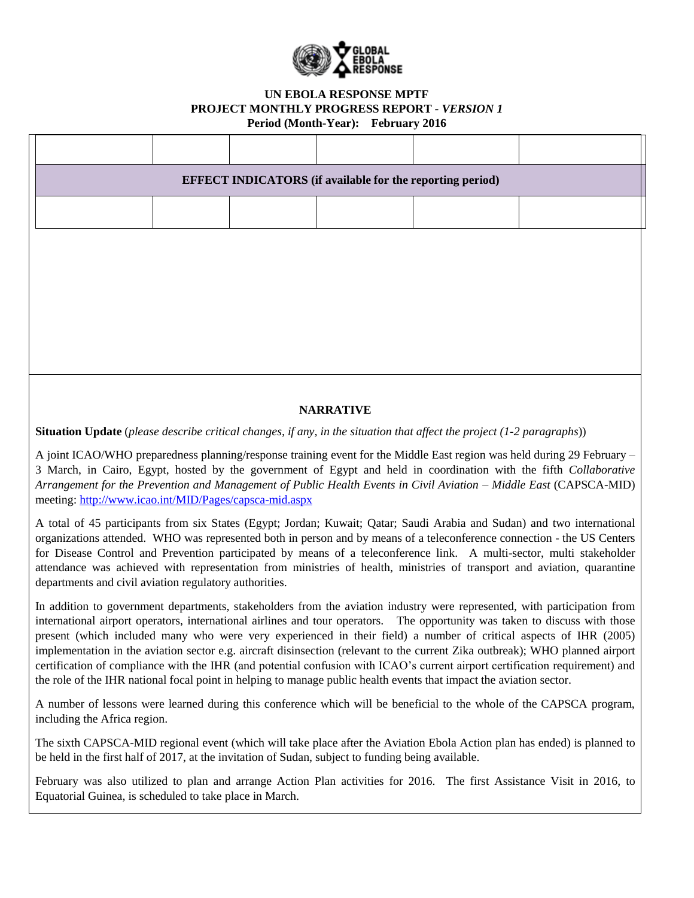**UN EBOLA RESPONSE MPTF**
**PROJECT MONTHLY PROGRESS REPORT - *VERSION 1***
**Period (Month-Year): February 2016**

| | | | | | |
|---|---|---|---|---|---|
| **EFFECT INDICATORS (if available for the reporting period)** | | | | | |
| | | | | | |

**NARRATIVE**

**Situation Update** (*please describe critical changes, if any, in the situation that affect the project (1-2 paragraphs)*)

A joint ICAO/WHO preparedness planning/response training event for the Middle East region was held during 29 February – 3 March, in Cairo, Egypt, hosted by the government of Egypt and held in coordination with the fifth *Collaborative Arrangement for the Prevention and Management of Public Health Events in Civil Aviation – Middle East* (CAPSCA-MID) meeting: [http://www.icao.int/MID/Pages/capsca-mid.aspx](http://www.icao.int/MID/Pages/capsca-mid.aspx)

A total of 45 participants from six States (Egypt; Jordan; Kuwait; Qatar; Saudi Arabia and Sudan) and two international organizations attended. WHO was represented both in person and by means of a teleconference connection - the US Centers for Disease Control and Prevention participated by means of a teleconference link. A multi-sector, multi stakeholder attendance was achieved with representation from ministries of health, ministries of transport and aviation, quarantine departments and civil aviation regulatory authorities.

In addition to government departments, stakeholders from the aviation industry were represented, with participation from international airport operators, international airlines and tour operators. The opportunity was taken to discuss with those present (which included many who were very experienced in their field) a number of critical aspects of IHR (2005) implementation in the aviation sector e.g. aircraft disinsection (relevant to the current Zika outbreak); WHO planned airport certification of compliance with the IHR (and potential confusion with ICAO's current airport certification requirement) and the role of the IHR national focal point in helping to manage public health events that impact the aviation sector.

A number of lessons were learned during this conference which will be beneficial to the whole of the CAPSCA program, including the Africa region.

The sixth CAPSCA-MID regional event (which will take place after the Aviation Ebola Action plan has ended) is planned to be held in the first half of 2017, at the invitation of Sudan, subject to funding being available.

February was also utilized to plan and arrange Action Plan activities for 2016. The first Assistance Visit in 2016, to Equatorial Guinea, is scheduled to take place in March.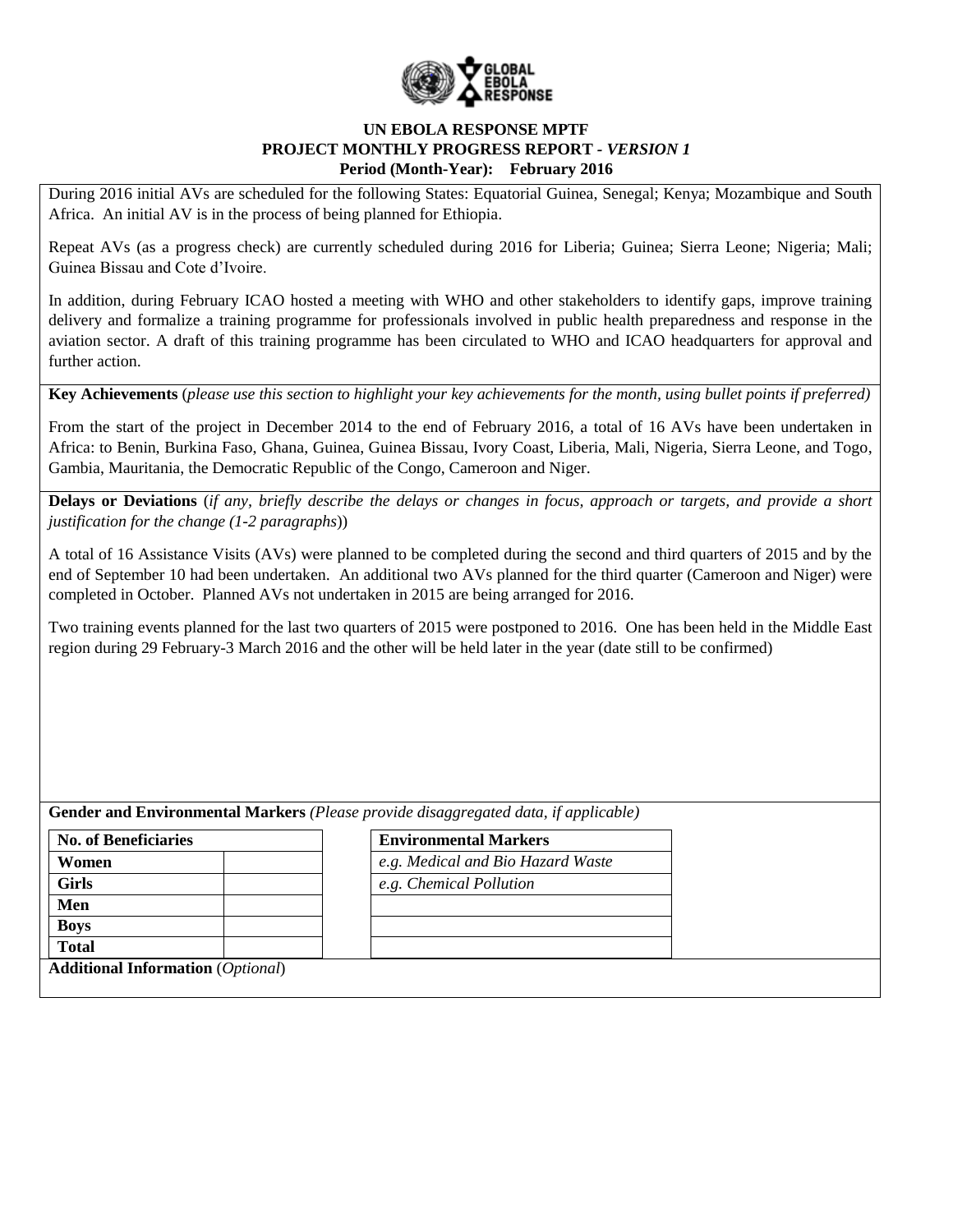**UN EBOLA RESPONSE MPTF**
**PROJECT MONTHLY PROGRESS REPORT - *VERSION 1***
**Period (Month-Year): February 2016**

During 2016 initial AVs are scheduled for the following States: Equatorial Guinea, Senegal; Kenya; Mozambique and South Africa. An initial AV is in the process of being planned for Ethiopia.

Repeat AVs (as a progress check) are currently scheduled during 2016 for Liberia; Guinea; Sierra Leone; Nigeria; Mali; Guinea Bissau and Cote d'Ivoire.

In addition, during February ICAO hosted a meeting with WHO and other stakeholders to identify gaps, improve training delivery and formalize a training programme for professionals involved in public health preparedness and response in the aviation sector. A draft of this training programme has been circulated to WHO and ICAO headquarters for approval and further action.

**Key Achievements** (*please use this section to highlight your key achievements for the month, using bullet points if preferred)*

From the start of the project in December 2014 to the end of February 2016, a total of 16 AVs have been undertaken in Africa: to Benin, Burkina Faso, Ghana, Guinea, Guinea Bissau, Ivory Coast, Liberia, Mali, Nigeria, Sierra Leone, and Togo, Gambia, Mauritania, the Democratic Republic of the Congo, Cameroon and Niger.

**Delays or Deviations** (*if any, briefly describe the delays or changes in focus, approach or targets, and provide a short justification for the change (1-2 paragraphs*))

A total of 16 Assistance Visits (AVs) were planned to be completed during the second and third quarters of 2015 and by the end of September 10 had been undertaken. An additional two AVs planned for the third quarter (Cameroon and Niger) were completed in October. Planned AVs not undertaken in 2015 are being arranged for 2016.

Two training events planned for the last two quarters of 2015 were postponed to 2016. One has been held in the Middle East region during 29 February-3 March 2016 and the other will be held later in the year (date still to be confirmed)

**Gender and Environmental Markers** *(Please provide disaggregated data, if applicable)*

| **No. of Beneficiaries** | |
|---|---|
| **Women** | |
| **Girls** | |
| **Men** | |
| **Boys** | |
| **Total** | |

| **Environmental Markers** |
|---|
| *e.g. Medical and Bio Hazard Waste* |
| *e.g. Chemical Pollution* |
| |
| |
| |

**Additional Information** (*Optional*)